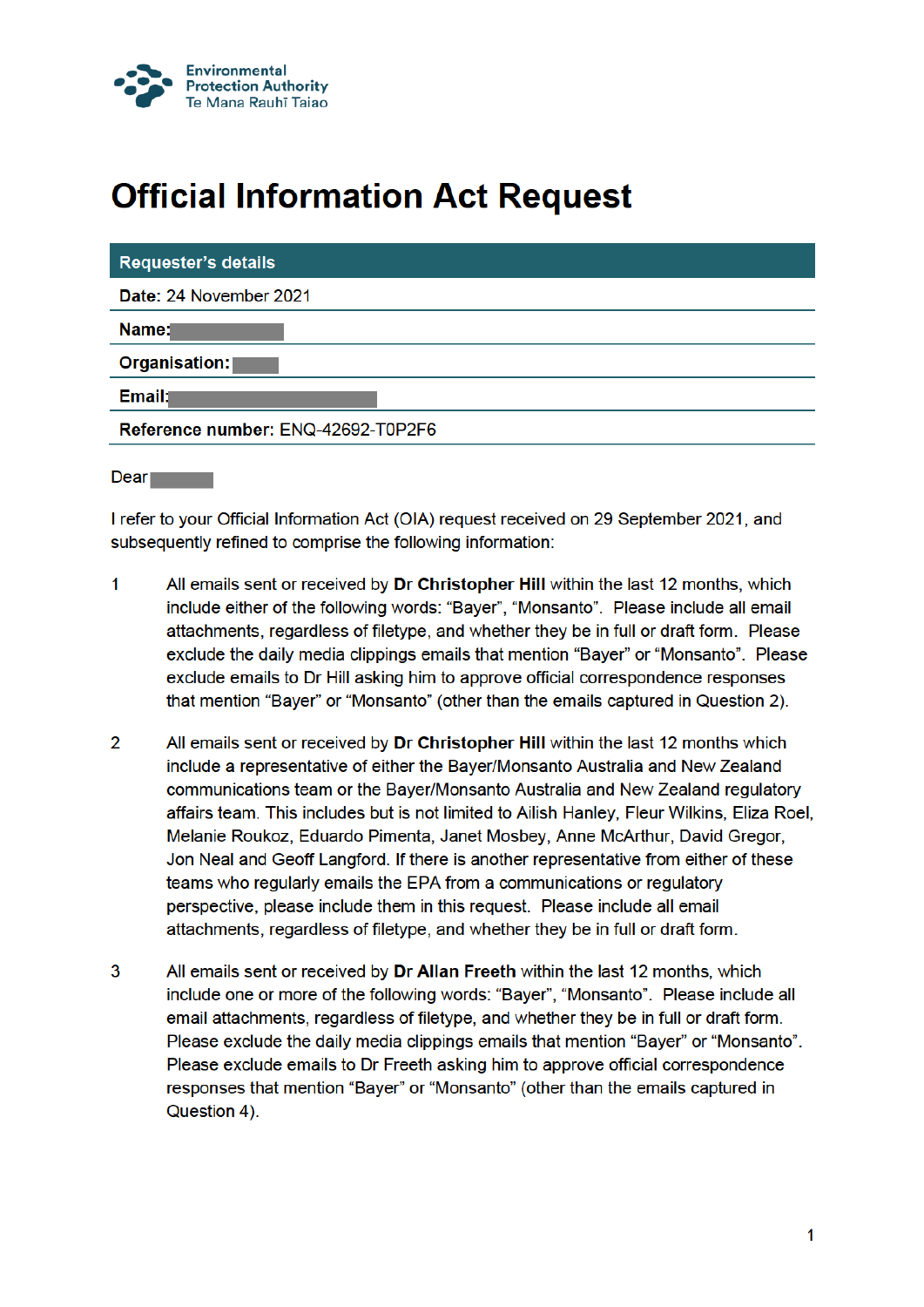Environmental Protection Authority
Te Mana Rauhī Taiao

# Official Information Act Request

| **Requester's details** |
| --- |
| **Date:** 24 November 2021 |
| **Name:** |
| **Organisation:** |
| **Email:** |
| **Reference number:** ENQ-42692-T0P2F6 |

Dear

I refer to your Official Information Act (OIA) request received on 29 September 2021, and subsequently refined to comprise the following information:

1. All emails sent or received by **Dr Christopher Hill** within the last 12 months, which include either of the following words: "Bayer", "Monsanto". Please include all email attachments, regardless of filetype, and whether they be in full or draft form. Please exclude the daily media clippings emails that mention "Bayer" or "Monsanto". Please exclude emails to Dr Hill asking him to approve official correspondence responses that mention "Bayer" or "Monsanto" (other than the emails captured in Question 2).

2. All emails sent or received by **Dr Christopher Hill** within the last 12 months which include a representative of either the Bayer/Monsanto Australia and New Zealand communications team or the Bayer/Monsanto Australia and New Zealand regulatory affairs team. This includes but is not limited to Ailish Hanley, Fleur Wilkins, Eliza Roel, Melanie Roukoz, Eduardo Pimenta, Janet Mosbey, Anne McArthur, David Gregor, Jon Neal and Geoff Langford. If there is another representative from either of these teams who regularly emails the EPA from a communications or regulatory perspective, please include them in this request. Please include all email attachments, regardless of filetype, and whether they be in full or draft form.

3. All emails sent or received by **Dr Allan Freeth** within the last 12 months, which include one or more of the following words: "Bayer", "Monsanto". Please include all email attachments, regardless of filetype, and whether they be in full or draft form. Please exclude the daily media clippings emails that mention "Bayer" or "Monsanto". Please exclude emails to Dr Freeth asking him to approve official correspondence responses that mention "Bayer" or "Monsanto" (other than the emails captured in Question 4).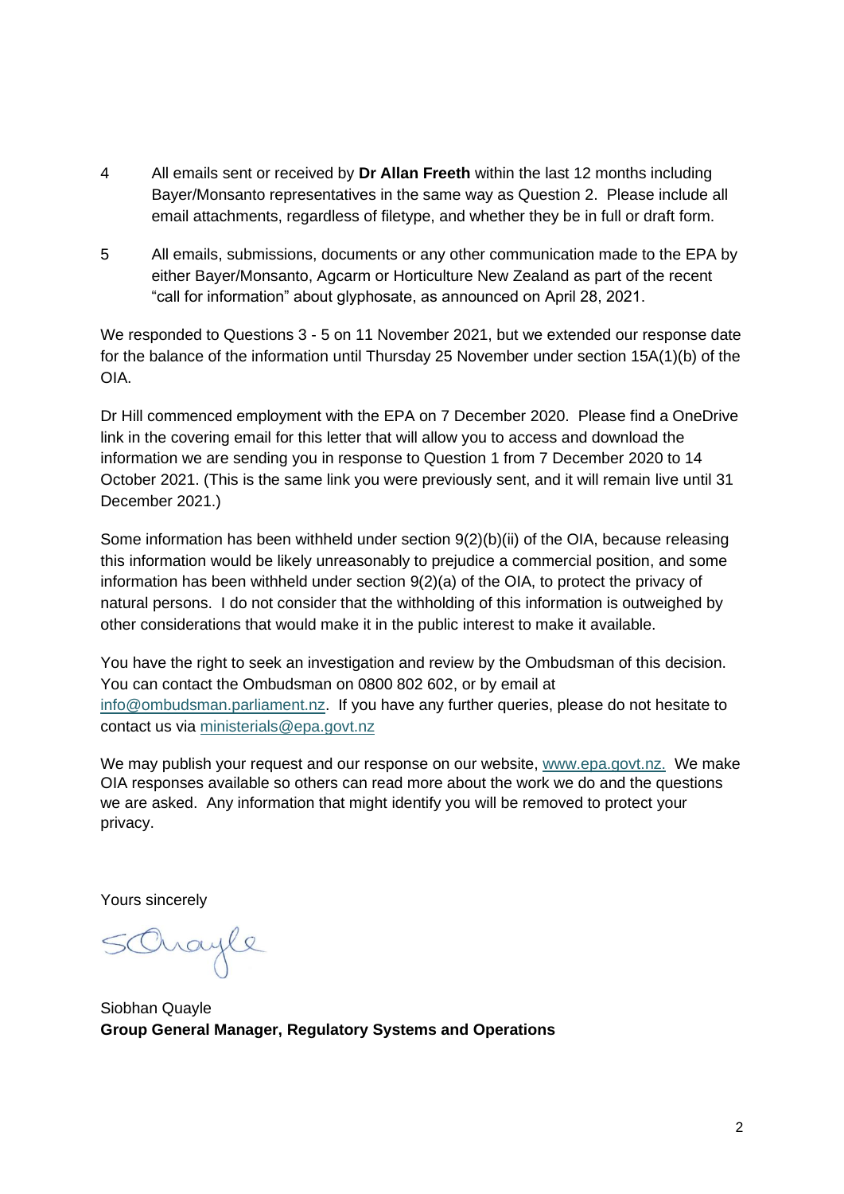4. All emails sent or received by **Dr Allan Freeth** within the last 12 months including Bayer/Monsanto representatives in the same way as Question 2. Please include all email attachments, regardless of filetype, and whether they be in full or draft form.

5. All emails, submissions, documents or any other communication made to the EPA by either Bayer/Monsanto, Agcarm or Horticulture New Zealand as part of the recent "call for information" about glyphosate, as announced on April 28, 2021.

We responded to Questions 3 - 5 on 11 November 2021, but we extended our response date for the balance of the information until Thursday 25 November under section 15A(1)(b) of the OIA.

Dr Hill commenced employment with the EPA on 7 December 2020. Please find a OneDrive link in the covering email for this letter that will allow you to access and download the information we are sending you in response to Question 1 from 7 December 2020 to 14 October 2021. (This is the same link you were previously sent, and it will remain live until 31 December 2021.)

Some information has been withheld under section 9(2)(b)(ii) of the OIA, because releasing this information would be likely unreasonably to prejudice a commercial position, and some information has been withheld under section 9(2)(a) of the OIA, to protect the privacy of natural persons. I do not consider that the withholding of this information is outweighed by other considerations that would make it in the public interest to make it available.

You have the right to seek an investigation and review by the Ombudsman of this decision. You can contact the Ombudsman on 0800 802 602, or by email at info@ombudsman.parliament.nz. If you have any further queries, please do not hesitate to contact us via ministerials@epa.govt.nz

We may publish your request and our response on our website, www.epa.govt.nz. We make OIA responses available so others can read more about the work we do and the questions we are asked. Any information that might identify you will be removed to protect your privacy.

Yours sincerely

Siobhan Quayle
**Group General Manager, Regulatory Systems and Operations**